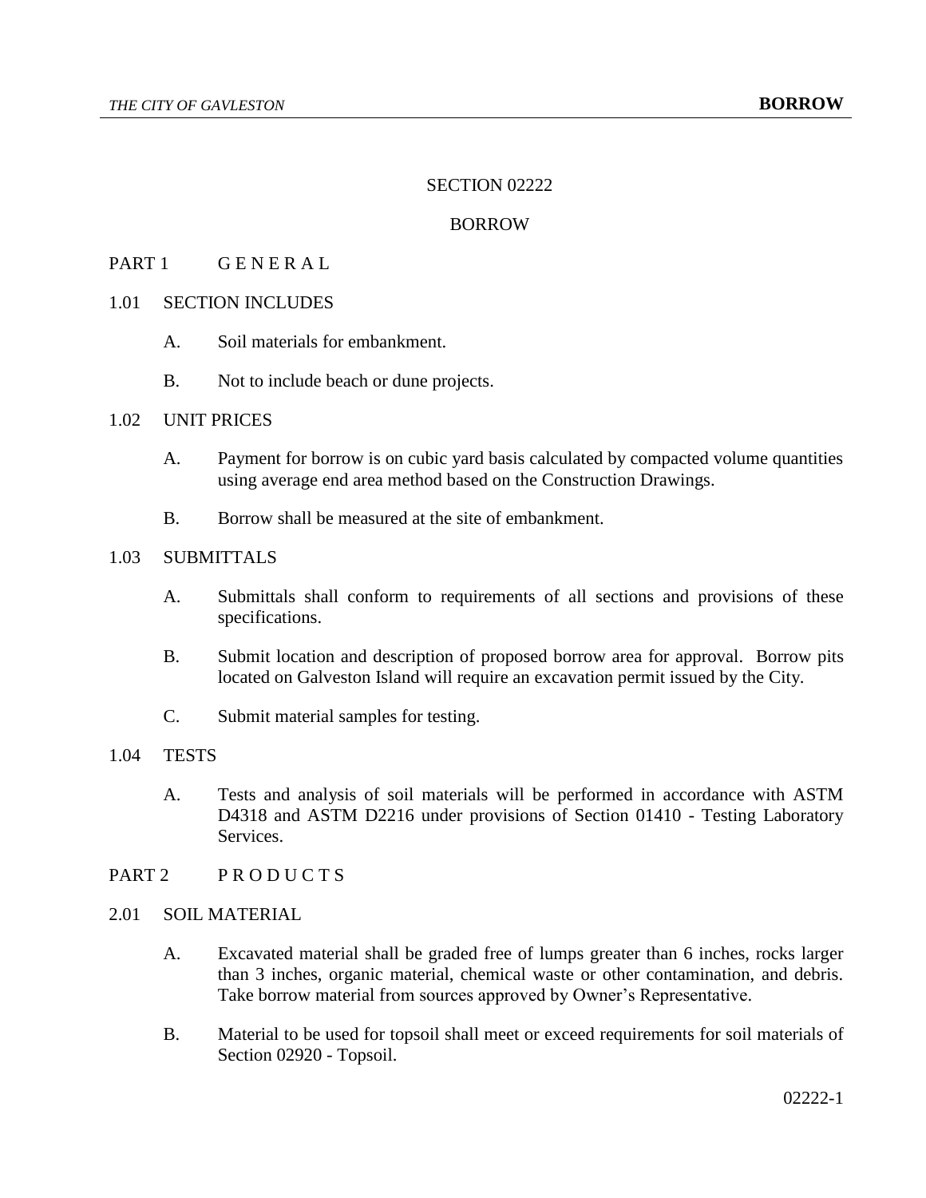# SECTION 02222

# BORROW

## PART 1 G E N E R A L

### 1.01 SECTION INCLUDES

A. Soil materials for embankment.

B. Not to include beach or dune projects.

### 1.02 UNIT PRICES

A. Payment for borrow is on cubic yard basis calculated by compacted volume quantities using average end area method based on the Construction Drawings.

B. Borrow shall be measured at the site of embankment.

### 1.03 SUBMITTALS

A. Submittals shall conform to requirements of all sections and provisions of these specifications.

B. Submit location and description of proposed borrow area for approval. Borrow pits located on Galveston Island will require an excavation permit issued by the City.

C. Submit material samples for testing.

### 1.04 TESTS

A. Tests and analysis of soil materials will be performed in accordance with ASTM D4318 and ASTM D2216 under provisions of Section 01410 - Testing Laboratory Services.

## PART 2 P R O D U C T S

### 2.01 SOIL MATERIAL

A. Excavated material shall be graded free of lumps greater than 6 inches, rocks larger than 3 inches, organic material, chemical waste or other contamination, and debris. Take borrow material from sources approved by Owner's Representative.

B. Material to be used for topsoil shall meet or exceed requirements for soil materials of Section 02920 - Topsoil.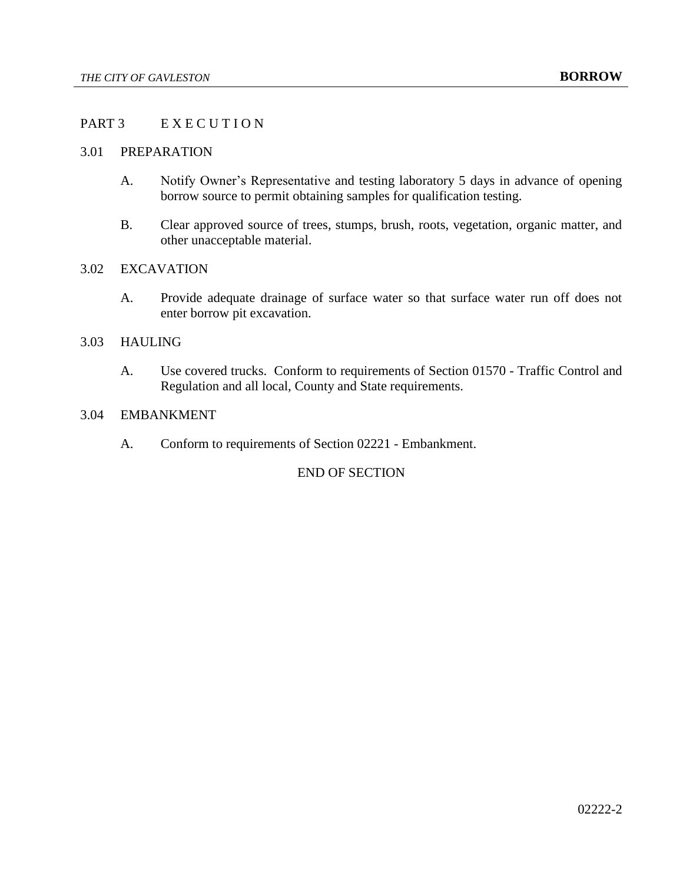## PART 3 E X E C U T I O N

### 3.01 PREPARATION

A. Notify Owner's Representative and testing laboratory 5 days in advance of opening borrow source to permit obtaining samples for qualification testing.

B. Clear approved source of trees, stumps, brush, roots, vegetation, organic matter, and other unacceptable material.

### 3.02 EXCAVATION

A. Provide adequate drainage of surface water so that surface water run off does not enter borrow pit excavation.

### 3.03 HAULING

A. Use covered trucks. Conform to requirements of Section 01570 - Traffic Control and Regulation and all local, County and State requirements.

### 3.04 EMBANKMENT

A. Conform to requirements of Section 02221 - Embankment.

END OF SECTION